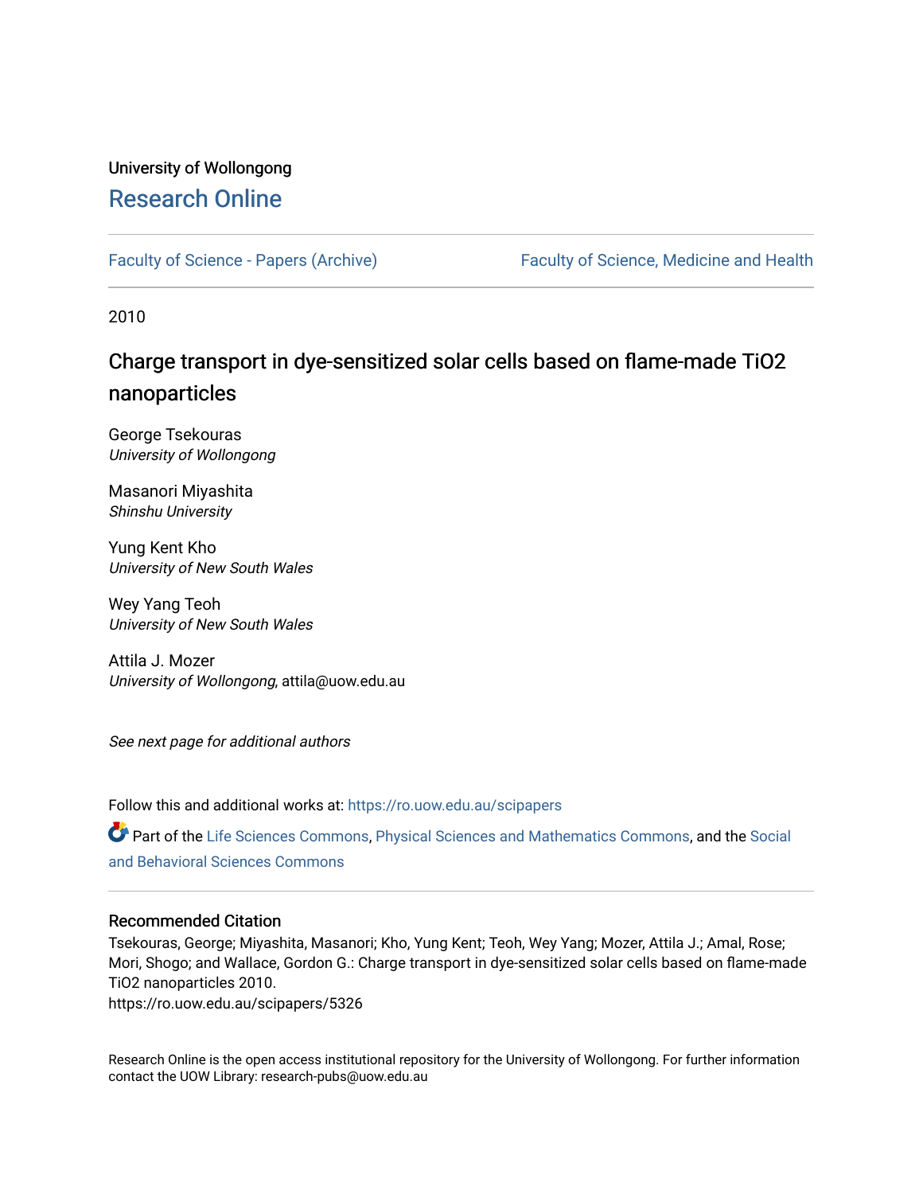University of Wollongong

# Research Online

Faculty of Science - Papers (Archive)

Faculty of Science, Medicine and Health

2010

## Charge transport in dye-sensitized solar cells based on flame-made TiO2 nanoparticles

George Tsekouras
*University of Wollongong*

Masanori Miyashita
*Shinshu University*

Yung Kent Kho
*University of New South Wales*

Wey Yang Teoh
*University of New South Wales*

Attila J. Mozer
*University of Wollongong*, attila@uow.edu.au

*See next page for additional authors*

Follow this and additional works at: https://ro.uow.edu.au/scipapers

Part of the Life Sciences Commons, Physical Sciences and Mathematics Commons, and the Social and Behavioral Sciences Commons

### Recommended Citation

Tsekouras, George; Miyashita, Masanori; Kho, Yung Kent; Teoh, Wey Yang; Mozer, Attila J.; Amal, Rose; Mori, Shogo; and Wallace, Gordon G.: Charge transport in dye-sensitized solar cells based on flame-made TiO2 nanoparticles 2010.
https://ro.uow.edu.au/scipapers/5326

Research Online is the open access institutional repository for the University of Wollongong. For further information contact the UOW Library: research-pubs@uow.edu.au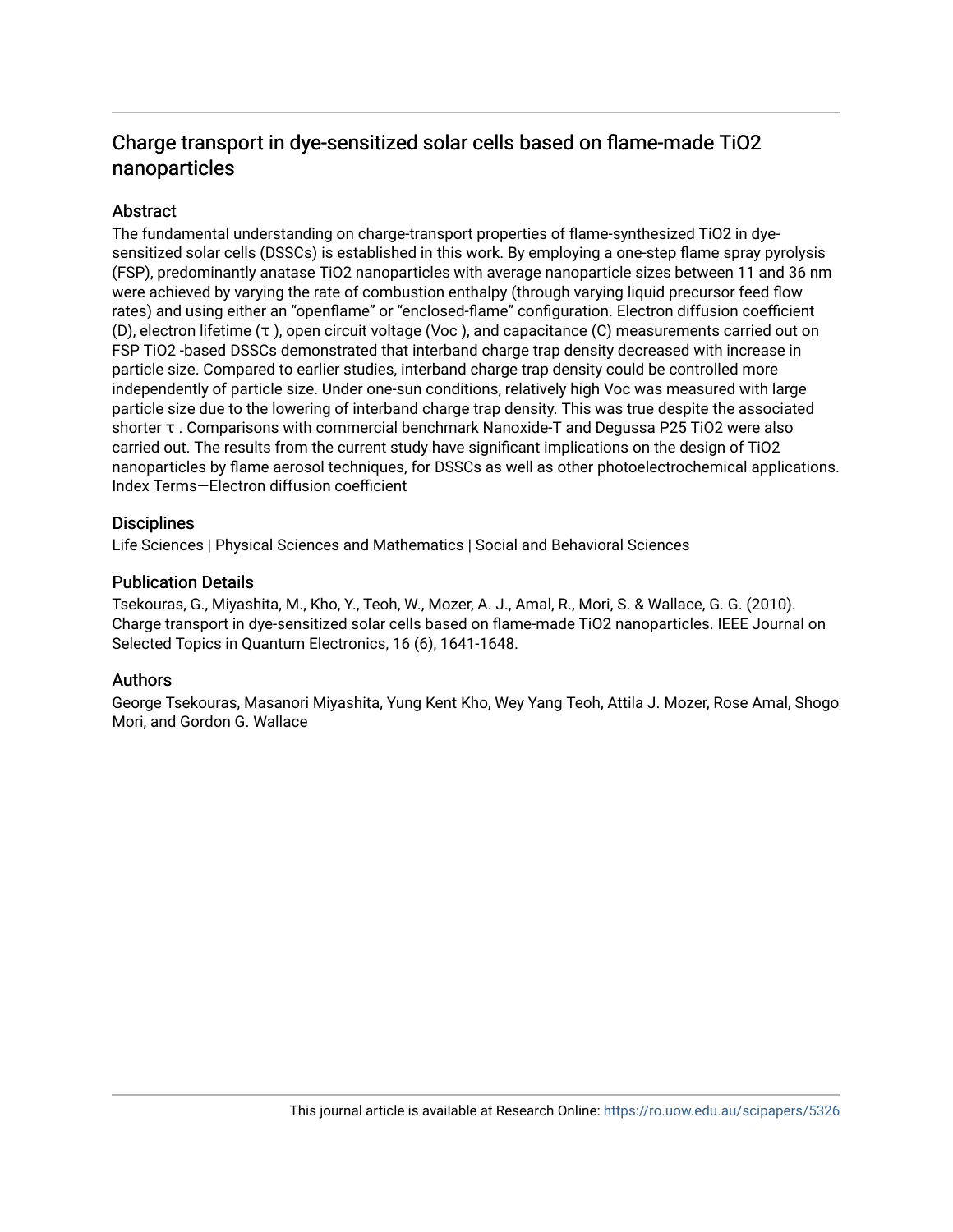# Charge transport in dye-sensitized solar cells based on flame-made TiO2 nanoparticles

## Abstract

The fundamental understanding on charge-transport properties of flame-synthesized TiO2 in dye-sensitized solar cells (DSSCs) is established in this work. By employing a one-step flame spray pyrolysis (FSP), predominantly anatase TiO2 nanoparticles with average nanoparticle sizes between 11 and 36 nm were achieved by varying the rate of combustion enthalpy (through varying liquid precursor feed flow rates) and using either an "openflame" or "enclosed-flame" configuration. Electron diffusion coefficient (D), electron lifetime (τ ), open circuit voltage (Voc ), and capacitance (C) measurements carried out on FSP TiO2 -based DSSCs demonstrated that interband charge trap density decreased with increase in particle size. Compared to earlier studies, interband charge trap density could be controlled more independently of particle size. Under one-sun conditions, relatively high Voc was measured with large particle size due to the lowering of interband charge trap density. This was true despite the associated shorter τ . Comparisons with commercial benchmark Nanoxide-T and Degussa P25 TiO2 were also carried out. The results from the current study have significant implications on the design of TiO2 nanoparticles by flame aerosol techniques, for DSSCs as well as other photoelectrochemical applications. Index Terms—Electron diffusion coefficient

## Disciplines

Life Sciences | Physical Sciences and Mathematics | Social and Behavioral Sciences

## Publication Details

Tsekouras, G., Miyashita, M., Kho, Y., Teoh, W., Mozer, A. J., Amal, R., Mori, S. & Wallace, G. G. (2010). Charge transport in dye-sensitized solar cells based on flame-made TiO2 nanoparticles. IEEE Journal on Selected Topics in Quantum Electronics, 16 (6), 1641-1648.

## Authors

George Tsekouras, Masanori Miyashita, Yung Kent Kho, Wey Yang Teoh, Attila J. Mozer, Rose Amal, Shogo Mori, and Gordon G. Wallace

This journal article is available at Research Online: https://ro.uow.edu.au/scipapers/5326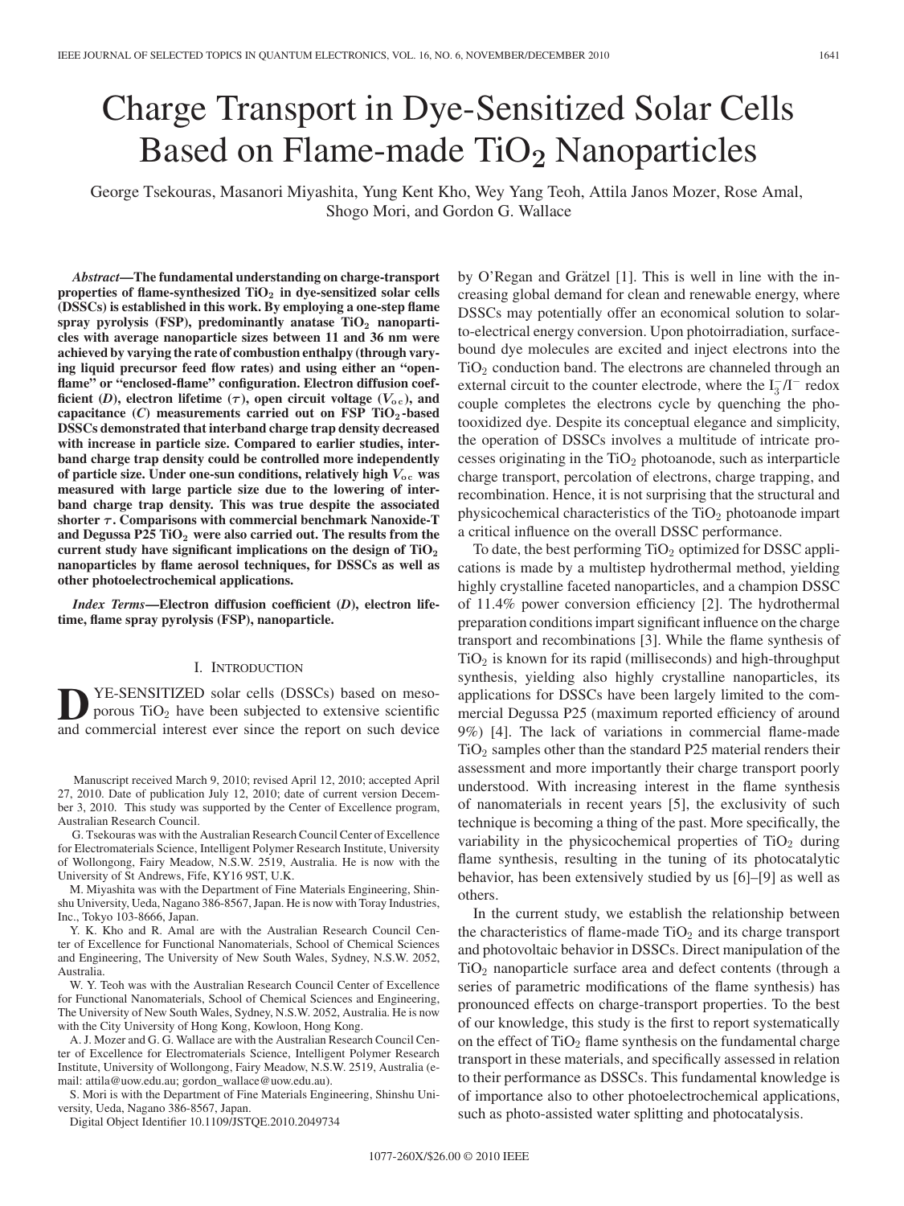# Charge Transport in Dye-Sensitized Solar Cells Based on Flame-made $TiO_2$ Nanoparticles

George Tsekouras, Masanori Miyashita, Yung Kent Kho, Wey Yang Teoh, Attila Janos Mozer, Rose Amal, Shogo Mori, and Gordon G. Wallace

***Abstract*—The fundamental understanding on charge-transport properties of flame-synthesized $TiO_2$ in dye-sensitized solar cells (DSSCs) is established in this work. By employing a one-step flame spray pyrolysis (FSP), predominantly anatase $TiO_2$ nanoparticles with average nanoparticle sizes between 11 and 36 nm were achieved by varying the rate of combustion enthalpy (through varying liquid precursor feed flow rates) and using either an "open-flame" or "enclosed-flame" configuration. Electron diffusion coefficient (*D*), electron lifetime ($\tau$), open circuit voltage ($V_{oc}$), and capacitance (*C*) measurements carried out on FSP $TiO_2$-based DSSCs demonstrated that interband charge trap density decreased with increase in particle size. Compared to earlier studies, interband charge trap density could be controlled more independently of particle size. Under one-sun conditions, relatively high $V_{oc}$ was measured with large particle size due to the lowering of interband charge trap density. This was true despite the associated shorter $\tau$. Comparisons with commercial benchmark Nanoxide-T and Degussa P25 $TiO_2$ were also carried out. The results from the current study have significant implications on the design of $TiO_2$ nanoparticles by flame aerosol techniques, for DSSCs as well as other photoelectrochemical applications.**

***Index Terms*—Electron diffusion coefficient (*D*), electron lifetime, flame spray pyrolysis (FSP), nanoparticle.**

## I. Introduction

Dye-sensitized solar cells (DSSCs) based on mesoporous $TiO_2$ have been subjected to extensive scientific and commercial interest ever since the report on such device by O'Regan and Grätzel [1]. This is well in line with the increasing global demand for clean and renewable energy, where DSSCs may potentially offer an economical solution to solar-to-electrical energy conversion. Upon photoirradiation, surface-bound dye molecules are excited and inject electrons into the $TiO_2$ conduction band. The electrons are channeled through an external circuit to the counter electrode, where the $I_3^-/I^-$ redox couple completes the electrons cycle by quenching the photooxidized dye. Despite its conceptual elegance and simplicity, the operation of DSSCs involves a multitude of intricate processes originating in the $TiO_2$ photoanode, such as interparticle charge transport, percolation of electrons, charge trapping, and recombination. Hence, it is not surprising that the structural and physicochemical characteristics of the $TiO_2$ photoanode impart a critical influence on the overall DSSC performance.

To date, the best performing $TiO_2$ optimized for DSSC applications is made by a multistep hydrothermal method, yielding highly crystalline faceted nanoparticles, and a champion DSSC of 11.4% power conversion efficiency [2]. The hydrothermal preparation conditions impart significant influence on the charge transport and recombinations [3]. While the flame synthesis of $TiO_2$ is known for its rapid (milliseconds) and high-throughput synthesis, yielding also highly crystalline nanoparticles, its applications for DSSCs have been largely limited to the commercial Degussa P25 (maximum reported efficiency of around 9%) [4]. The lack of variations in commercial flame-made $TiO_2$ samples other than the standard P25 material renders their assessment and more importantly their charge transport poorly understood. With increasing interest in the flame synthesis of nanomaterials in recent years [5], the exclusivity of such technique is becoming a thing of the past. More specifically, the variability in the physicochemical properties of $TiO_2$ during flame synthesis, resulting in the tuning of its photocatalytic behavior, has been extensively studied by us [6]–[9] as well as others.

In the current study, we establish the relationship between the characteristics of flame-made $TiO_2$ and its charge transport and photovoltaic behavior in DSSCs. Direct manipulation of the $TiO_2$ nanoparticle surface area and defect contents (through a series of parametric modifications of the flame synthesis) has pronounced effects on charge-transport properties. To the best of our knowledge, this study is the first to report systematically on the effect of $TiO_2$ flame synthesis on the fundamental charge transport in these materials, and specifically assessed in relation to their performance as DSSCs. This fundamental knowledge is of importance also to other photoelectrochemical applications, such as photo-assisted water splitting and photocatalysis.

---

Manuscript received March 9, 2010; revised April 12, 2010; accepted April 27, 2010. Date of publication July 12, 2010; date of current version December 3, 2010. This study was supported by the Center of Excellence program, Australian Research Council.

G. Tsekouras was with the Australian Research Council Center of Excellence for Electromaterials Science, Intelligent Polymer Research Institute, University of Wollongong, Fairy Meadow, N.S.W. 2519, Australia. He is now with the University of St Andrews, Fife, KY16 9ST, U.K.

M. Miyashita was with the Department of Fine Materials Engineering, Shinshu University, Ueda, Nagano 386-8567, Japan. He is now with Toray Industries, Inc., Tokyo 103-8666, Japan.

Y. K. Kho and R. Amal are with the Australian Research Council Center of Excellence for Functional Nanomaterials, School of Chemical Sciences and Engineering, The University of New South Wales, Sydney, N.S.W. 2052, Australia.

W. Y. Teoh was with the Australian Research Council Center of Excellence for Functional Nanomaterials, School of Chemical Sciences and Engineering, The University of New South Wales, Sydney, N.S.W. 2052, Australia. He is now with the City University of Hong Kong, Kowloon, Hong Kong.

A. J. Mozer and G. G. Wallace are with the Australian Research Council Center of Excellence for Electromaterials Science, Intelligent Polymer Research Institute, University of Wollongong, Fairy Meadow, N.S.W. 2519, Australia (e-mail: attila@uow.edu.au; gordon_wallace@uow.edu.au).

S. Mori is with the Department of Fine Materials Engineering, Shinshu University, Ueda, Nagano 386-8567, Japan.

Digital Object Identifier 10.1109/JSTQE.2010.2049734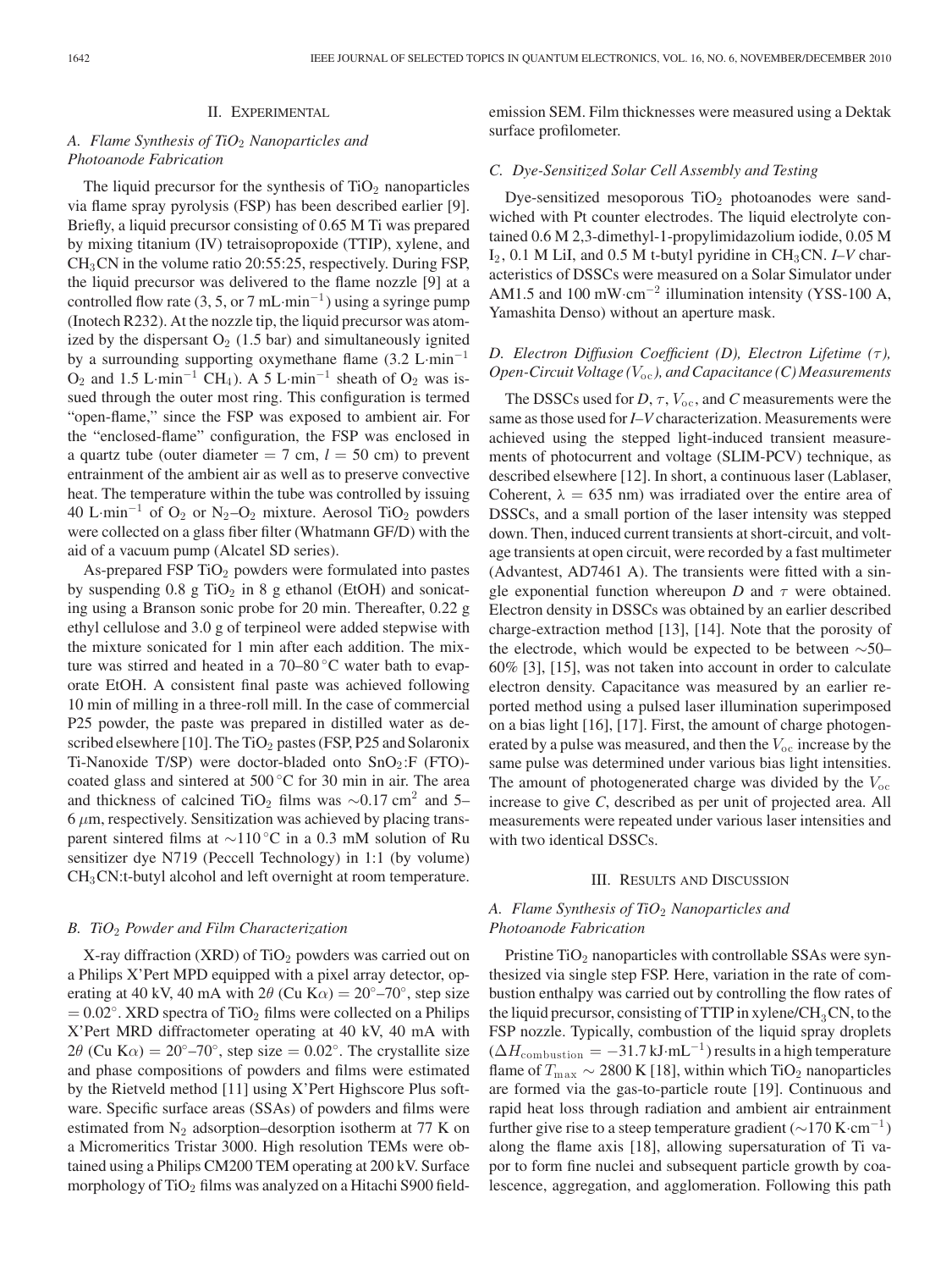## II. Experimental

### A. Flame Synthesis of $TiO_2$ Nanoparticles and Photoanode Fabrication

The liquid precursor for the synthesis of $TiO_2$ nanoparticles via flame spray pyrolysis (FSP) has been described earlier [9]. Briefly, a liquid precursor consisting of 0.65 M Ti was prepared by mixing titanium (IV) tetraisopropoxide (TTIP), xylene, and $CH_3CN$ in the volume ratio 20:55:25, respectively. During FSP, the liquid precursor was delivered to the flame nozzle [9] at a controlled flow rate (3, 5, or 7 $mL \cdot min^{-1}$) using a syringe pump (Inotech R232). At the nozzle tip, the liquid precursor was atomized by the dispersant $O_2$ (1.5 bar) and simultaneously ignited by a surrounding supporting oxymethane flame (3.2 $L \cdot min^{-1}$ $O_2$ and 1.5 $L \cdot min^{-1}$ $CH_4$). A 5 $L \cdot min^{-1}$ sheath of $O_2$ was issued through the outer most ring. This configuration is termed "open-flame," since the FSP was exposed to ambient air. For the "enclosed-flame" configuration, the FSP was enclosed in a quartz tube (outer diameter = 7 cm, $l$ = 50 cm) to prevent entrainment of the ambient air as well as to preserve convective heat. The temperature within the tube was controlled by issuing 40 $L \cdot min^{-1}$ of $O_2$ or $N_2$–$O_2$ mixture. Aerosol $TiO_2$ powders were collected on a glass fiber filter (Whatmann GF/D) with the aid of a vacuum pump (Alcatel SD series).

As-prepared FSP $TiO_2$ powders were formulated into pastes by suspending 0.8 g $TiO_2$ in 8 g ethanol (EtOH) and sonicating using a Branson sonic probe for 20 min. Thereafter, 0.22 g ethyl cellulose and 3.0 g of terpineol were added stepwise with the mixture sonicated for 1 min after each addition. The mixture was stirred and heated in a 70–80 °C water bath to evaporate EtOH. A consistent final paste was achieved following 10 min of milling in a three-roll mill. In the case of commercial P25 powder, the paste was prepared in distilled water as described elsewhere [10]. The $TiO_2$ pastes (FSP, P25 and Solaronix Ti-Nanoxide T/SP) were doctor-bladed onto $SnO_2$:F (FTO)-coated glass and sintered at 500 °C for 30 min in air. The area and thickness of calcined $TiO_2$ films was ~0.17 $cm^2$ and 5–6 μm, respectively. Sensitization was achieved by placing transparent sintered films at ~110 °C in a 0.3 mM solution of Ru sensitizer dye N719 (Peccell Technology) in 1:1 (by volume) $CH_3CN$:t-butyl alcohol and left overnight at room temperature.

### B. $TiO_2$ Powder and Film Characterization

X-ray diffraction (XRD) of $TiO_2$ powders was carried out on a Philips X'Pert MPD equipped with a pixel array detector, operating at 40 kV, 40 mA with $2\theta$ (Cu Kα) = 20°–70°, step size = 0.02°. XRD spectra of $TiO_2$ films were collected on a Philips X'Pert MRD diffractometer operating at 40 kV, 40 mA with $2\theta$ (Cu Kα) = 20°–70°, step size = 0.02°. The crystallite size and phase compositions of powders and films were estimated by the Rietveld method [11] using X'Pert Highscore Plus software. Specific surface areas (SSAs) of powders and films were estimated from $N_2$ adsorption–desorption isotherm at 77 K on a Micromeritics Tristar 3000. High resolution TEMs were obtained using a Philips CM200 TEM operating at 200 kV. Surface morphology of $TiO_2$ films was analyzed on a Hitachi S900 field-emission SEM. Film thicknesses were measured using a Dektak surface profilometer.

### C. Dye-Sensitized Solar Cell Assembly and Testing

Dye-sensitized mesoporous $TiO_2$ photoanodes were sandwiched with Pt counter electrodes. The liquid electrolyte contained 0.6 M 2,3-dimethyl-1-propylimidazolium iodide, 0.05 M $I_2$, 0.1 M LiI, and 0.5 M t-butyl pyridine in $CH_3CN$. *I–V* characteristics of DSSCs were measured on a Solar Simulator under AM1.5 and 100 $mW \cdot cm^{-2}$ illumination intensity (YSS-100 A, Yamashita Denso) without an aperture mask.

### D. Electron Diffusion Coefficient (D), Electron Lifetime ($\tau$), Open-Circuit Voltage ($V_{oc}$), and Capacitance (C) Measurements

The DSSCs used for *D*, $\tau$, $V_{oc}$, and *C* measurements were the same as those used for *I–V* characterization. Measurements were achieved using the stepped light-induced transient measurements of photocurrent and voltage (SLIM-PCV) technique, as described elsewhere [12]. In short, a continuous laser (Lablaser, Coherent, $\lambda$ = 635 nm) was irradiated over the entire area of DSSCs, and a small portion of the laser intensity was stepped down. Then, induced current transients at short-circuit, and voltage transients at open circuit, were recorded by a fast multimeter (Advantest, AD7461 A). The transients were fitted with a single exponential function whereupon *D* and $\tau$ were obtained. Electron density in DSSCs was obtained by an earlier described charge-extraction method [13], [14]. Note that the porosity of the electrode, which would be expected to be between ~50–60% [3], [15], was not taken into account in order to calculate electron density. Capacitance was measured by an earlier reported method using a pulsed laser illumination superimposed on a bias light [16], [17]. First, the amount of charge photogenerated by a pulse was measured, and then the $V_{oc}$ increase by the same pulse was determined under various bias light intensities. The amount of photogenerated charge was divided by the $V_{oc}$ increase to give *C*, described as per unit of projected area. All measurements were repeated under various laser intensities and with two identical DSSCs.

## III. Results and Discussion

### A. Flame Synthesis of $TiO_2$ Nanoparticles and Photoanode Fabrication

Pristine $TiO_2$ nanoparticles with controllable SSAs were synthesized via single step FSP. Here, variation in the rate of combustion enthalpy was carried out by controlling the flow rates of the liquid precursor, consisting of TTIP in xylene/$CH_3CN$, to the FSP nozzle. Typically, combustion of the liquid spray droplets ($\Delta H_{combustion} = -31.7\ kJ \cdot mL^{-1}$) results in a high temperature flame of $T_{max} \sim 2800$ K [18], within which $TiO_2$ nanoparticles are formed via the gas-to-particle route [19]. Continuous and rapid heat loss through radiation and ambient air entrainment further give rise to a steep temperature gradient (~170 $K \cdot cm^{-1}$) along the flame axis [18], allowing supersaturation of Ti vapor to form fine nuclei and subsequent particle growth by coalescence, aggregation, and agglomeration. Following this path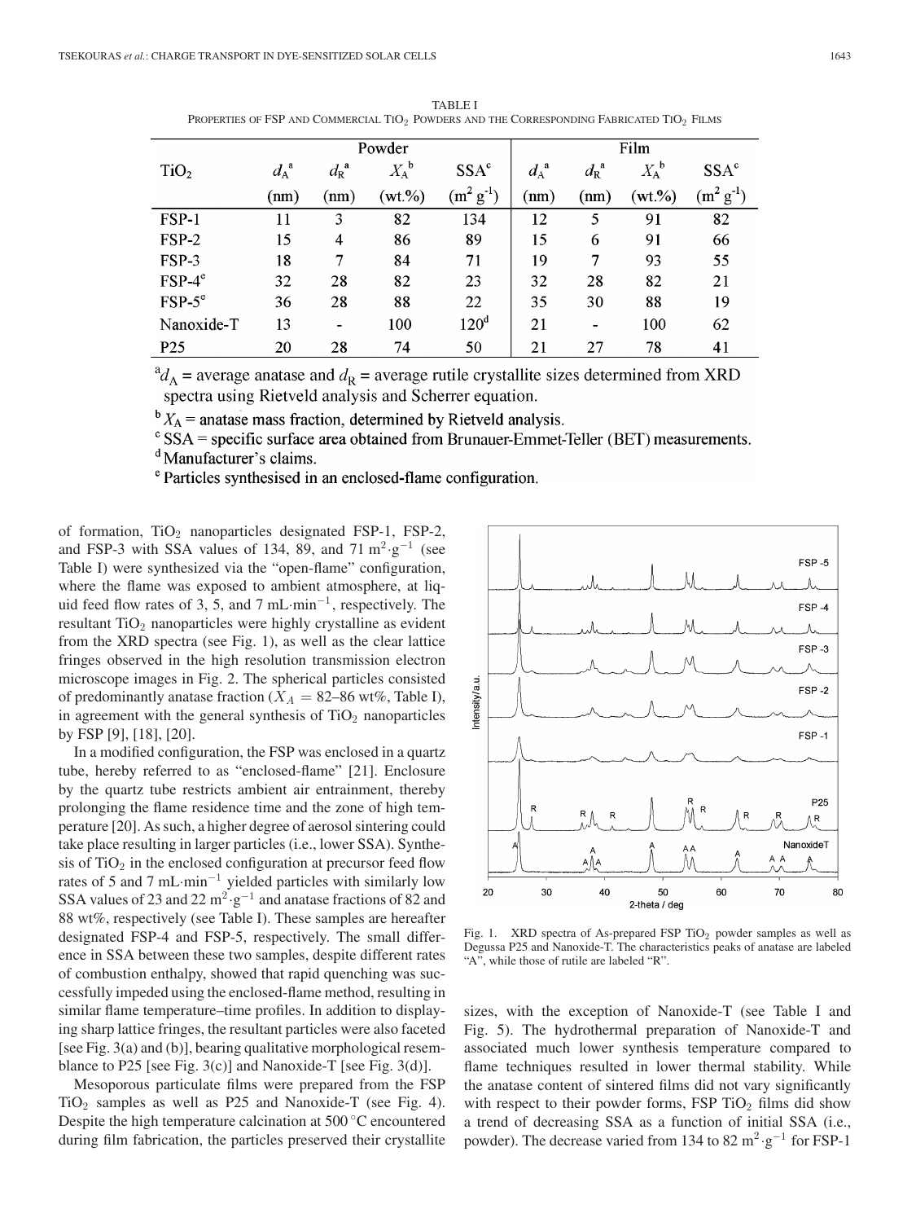TABLE I
PROPERTIES OF FSP AND COMMERCIAL $TiO_2$ POWDERS AND THE CORRESPONDING FABRICATED $TiO_2$ FILMS

| $TiO_2$ | Powder | | | | Film | | | |
|---|---|---|---|---|---|---|---|---|
| | $d_A$[a] (nm) | $d_R$[a] (nm) | $X_A$[b] (wt.%) | SSA[c] ($m^2$ $g^{-1}$) | $d_A$[a] (nm) | $d_R$[a] (nm) | $X_A$[b] (wt.%) | SSA[c] ($m^2$ $g^{-1}$) |
| FSP-1 | 11 | 3 | 82 | 134 | 12 | 5 | 91 | 82 |
| FSP-2 | 15 | 4 | 86 | 89 | 15 | 6 | 91 | 66 |
| FSP-3 | 18 | 7 | 84 | 71 | 19 | 7 | 93 | 55 |
| FSP-4[e] | 32 | 28 | 82 | 23 | 32 | 28 | 82 | 21 |
| FSP-5[e] | 36 | 28 | 88 | 22 | 35 | 30 | 88 | 19 |
| Nanoxide-T | 13 | - | 100 | 120[d] | 21 | - | 100 | 62 |
| P25 | 20 | 28 | 74 | 50 | 21 | 27 | 78 | 41 |

[a] $d_A$ = average anatase and $d_R$ = average rutile crystallite sizes determined from XRD spectra using Rietveld analysis and Scherrer equation.
[b] $X_A$ = anatase mass fraction, determined by Rietveld analysis.
[c] SSA = specific surface area obtained from Brunauer-Emmet-Teller (BET) measurements.
[d] Manufacturer's claims.
[e] Particles synthesised in an enclosed-flame configuration.

of formation, $TiO_2$ nanoparticles designated FSP-1, FSP-2, and FSP-3 with SSA values of 134, 89, and 71 $m^2 \cdot g^{-1}$ (see Table I) were synthesized via the "open-flame" configuration, where the flame was exposed to ambient atmosphere, at liquid feed flow rates of 3, 5, and 7 $mL \cdot min^{-1}$, respectively. The resultant $TiO_2$ nanoparticles were highly crystalline as evident from the XRD spectra (see Fig. 1), as well as the clear lattice fringes observed in the high resolution transmission electron microscope images in Fig. 2. The spherical particles consisted of predominantly anatase fraction ($X_A = 82$–86 wt%, Table I), in agreement with the general synthesis of $TiO_2$ nanoparticles by FSP [9], [18], [20].

In a modified configuration, the FSP was enclosed in a quartz tube, hereby referred to as "enclosed-flame" [21]. Enclosure by the quartz tube restricts ambient air entrainment, thereby prolonging the flame residence time and the zone of high temperature [20]. As such, a higher degree of aerosol sintering could take place resulting in larger particles (i.e., lower SSA). Synthesis of $TiO_2$ in the enclosed configuration at precursor feed flow rates of 5 and 7 $mL \cdot min^{-1}$ yielded particles with similarly low SSA values of 23 and 22 $m^2 \cdot g^{-1}$ and anatase fractions of 82 and 88 wt%, respectively (see Table I). These samples are hereafter designated FSP-4 and FSP-5, respectively. The small difference in SSA between these two samples, despite different rates of combustion enthalpy, showed that rapid quenching was successfully impeded using the enclosed-flame method, resulting in similar flame temperature–time profiles. In addition to displaying sharp lattice fringes, the resultant particles were also faceted [see Fig. 3(a) and (b)], bearing qualitative morphological resemblance to P25 [see Fig. 3(c)] and Nanoxide-T [see Fig. 3(d)].

Mesoporous particulate films were prepared from the FSP $TiO_2$ samples as well as P25 and Nanoxide-T (see Fig. 4). Despite the high temperature calcination at 500 °C encountered during film fabrication, the particles preserved their crystallite sizes, with the exception of Nanoxide-T (see Table I and Fig. 5). The hydrothermal preparation of Nanoxide-T and associated much lower synthesis temperature compared to flame techniques resulted in lower thermal stability. While the anatase content of sintered films did not vary significantly with respect to their powder forms, FSP $TiO_2$ films did show a trend of decreasing SSA as a function of initial SSA (i.e., powder). The decrease varied from 134 to 82 $m^2 \cdot g^{-1}$ for FSP-1

Fig. 1. XRD spectra of As-prepared FSP $TiO_2$ powder samples as well as Degussa P25 and Nanoxide-T. The characteristics peaks of anatase are labeled "A", while those of rutile are labeled "R".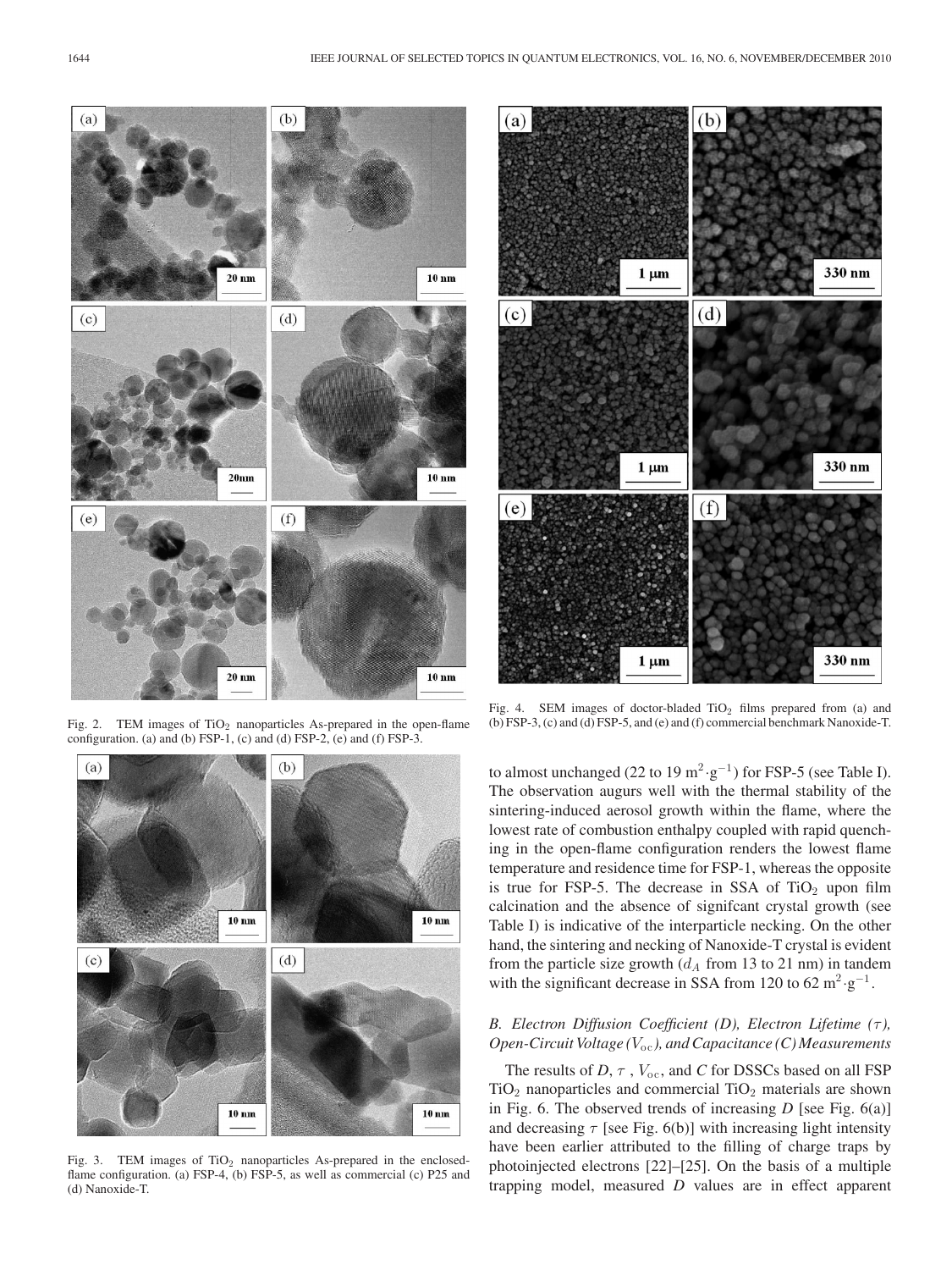Fig. 2. TEM images of $TiO_2$ nanoparticles As-prepared in the open-flame configuration. (a) and (b) FSP-1, (c) and (d) FSP-2, (e) and (f) FSP-3.

Fig. 3. TEM images of $TiO_2$ nanoparticles As-prepared in the enclosed-flame configuration. (a) FSP-4, (b) FSP-5, as well as commercial (c) P25 and (d) Nanoxide-T.

Fig. 4. SEM images of doctor-bladed $TiO_2$ films prepared from (a) and (b) FSP-3, (c) and (d) FSP-5, and (e) and (f) commercial benchmark Nanoxide-T.

to almost unchanged (22 to 19 $m^2 \cdot g^{-1}$) for FSP-5 (see Table I). The observation augurs well with the thermal stability of the sintering-induced aerosol growth within the flame, where the lowest rate of combustion enthalpy coupled with rapid quenching in the open-flame configuration renders the lowest flame temperature and residence time for FSP-1, whereas the opposite is true for FSP-5. The decrease in SSA of $TiO_2$ upon film calcination and the absence of signifcant crystal growth (see Table I) is indicative of the interparticle necking. On the other hand, the sintering and necking of Nanoxide-T crystal is evident from the particle size growth ($d_A$ from 13 to 21 nm) in tandem with the significant decrease in SSA from 120 to 62 $m^2 \cdot g^{-1}$.

### *B. Electron Diffusion Coefficient (D), Electron Lifetime ($\tau$), Open-Circuit Voltage ($V_{oc}$), and Capacitance (C) Measurements*

The results of $D$, $\tau$ , $V_{oc}$, and $C$ for DSSCs based on all FSP $TiO_2$ nanoparticles and commercial $TiO_2$ materials are shown in Fig. 6. The observed trends of increasing $D$ [see Fig. 6(a)] and decreasing $\tau$ [see Fig. 6(b)] with increasing light intensity have been earlier attributed to the filling of charge traps by photoinjected electrons [22]–[25]. On the basis of a multiple trapping model, measured $D$ values are in effect apparent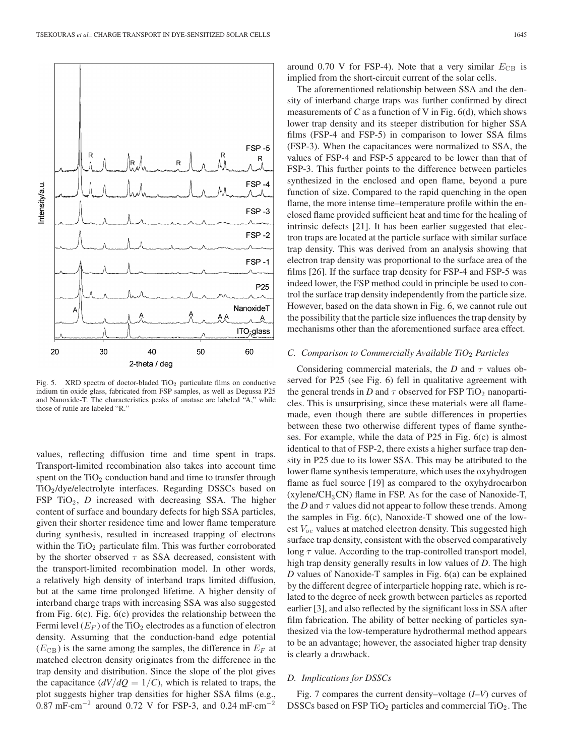Fig. 5. XRD spectra of doctor-bladed $TiO_2$ particulate films on conductive indium tin oxide glass, fabricated from FSP samples, as well as Degussa P25 and Nanoxide-T. The characteristics peaks of anatase are labeled "A," while those of rutile are labeled "R."

values, reflecting diffusion time and time spent in traps. Transport-limited recombination also takes into account time spent on the $TiO_2$ conduction band and time to transfer through $TiO_2$/dye/electrolyte interfaces. Regarding DSSCs based on FSP $TiO_2$, $D$ increased with decreasing SSA. The higher content of surface and boundary defects for high SSA particles, given their shorter residence time and lower flame temperature during synthesis, resulted in increased trapping of electrons within the $TiO_2$ particulate film. This was further corroborated by the shorter observed $\tau$ as SSA decreased, consistent with the transport-limited recombination model. In other words, a relatively high density of interband traps limited diffusion, but at the same time prolonged lifetime. A higher density of interband charge traps with increasing SSA was also suggested from Fig. 6(c). Fig. 6(c) provides the relationship between the Fermi level ($E_F$) of the $TiO_2$ electrodes as a function of electron density. Assuming that the conduction-band edge potential ($E_{CB}$) is the same among the samples, the difference in $E_F$ at matched electron density originates from the difference in the trap density and distribution. Since the slope of the plot gives the capacitance ($dV/dQ = 1/C$), which is related to traps, the plot suggests higher trap densities for higher SSA films (e.g., 0.87 $mF{\cdot}cm^{-2}$ around 0.72 V for FSP-3, and 0.24 $mF{\cdot}cm^{-2}$ around 0.70 V for FSP-4). Note that a very similar $E_{CB}$ is implied from the short-circuit current of the solar cells.

The aforementioned relationship between SSA and the density of interband charge traps was further confirmed by direct measurements of $C$ as a function of V in Fig. 6(d), which shows lower trap density and its steeper distribution for higher SSA films (FSP-4 and FSP-5) in comparison to lower SSA films (FSP-3). When the capacitances were normalized to SSA, the values of FSP-4 and FSP-5 appeared to be lower than that of FSP-3. This further points to the difference between particles synthesized in the enclosed and open flame, beyond a pure function of size. Compared to the rapid quenching in the open flame, the more intense time–temperature profile within the enclosed flame provided sufficient heat and time for the healing of intrinsic defects [21]. It has been earlier suggested that electron traps are located at the particle surface with similar surface trap density. This was derived from an analysis showing that electron trap density was proportional to the surface area of the films [26]. If the surface trap density for FSP-4 and FSP-5 was indeed lower, the FSP method could in principle be used to control the surface trap density independently from the particle size. However, based on the data shown in Fig. 6, we cannot rule out the possibility that the particle size influences the trap density by mechanisms other than the aforementioned surface area effect.

### C. Comparison to Commercially Available $TiO_2$ Particles

Considering commercial materials, the $D$ and $\tau$ values observed for P25 (see Fig. 6) fell in qualitative agreement with the general trends in $D$ and $\tau$ observed for FSP $TiO_2$ nanoparticles. This is unsurprising, since these materials were all flame-made, even though there are subtle differences in properties between these two otherwise different types of flame syntheses. For example, while the data of P25 in Fig. 6(c) is almost identical to that of FSP-2, there exists a higher surface trap density in P25 due to its lower SSA. This may be attributed to the lower flame synthesis temperature, which uses the oxyhydrogen flame as fuel source [19] as compared to the oxyhydrocarbon (xylene/$CH_3CN$) flame in FSP. As for the case of Nanoxide-T, the $D$ and $\tau$ values did not appear to follow these trends. Among the samples in Fig. 6(c), Nanoxide-T showed one of the lowest $V_{oc}$ values at matched electron density. This suggested high surface trap density, consistent with the observed comparatively long $\tau$ value. According to the trap-controlled transport model, high trap density generally results in low values of $D$. The high $D$ values of Nanoxide-T samples in Fig. 6(a) can be explained by the different degree of interparticle hopping rate, which is related to the degree of neck growth between particles as reported earlier [3], and also reflected by the significant loss in SSA after film fabrication. The ability of better necking of particles synthesized via the low-temperature hydrothermal method appears to be an advantage; however, the associated higher trap density is clearly a drawback.

### D. Implications for DSSCs

Fig. 7 compares the current density–voltage (*I*–*V*) curves of DSSCs based on FSP $TiO_2$ particles and commercial $TiO_2$. The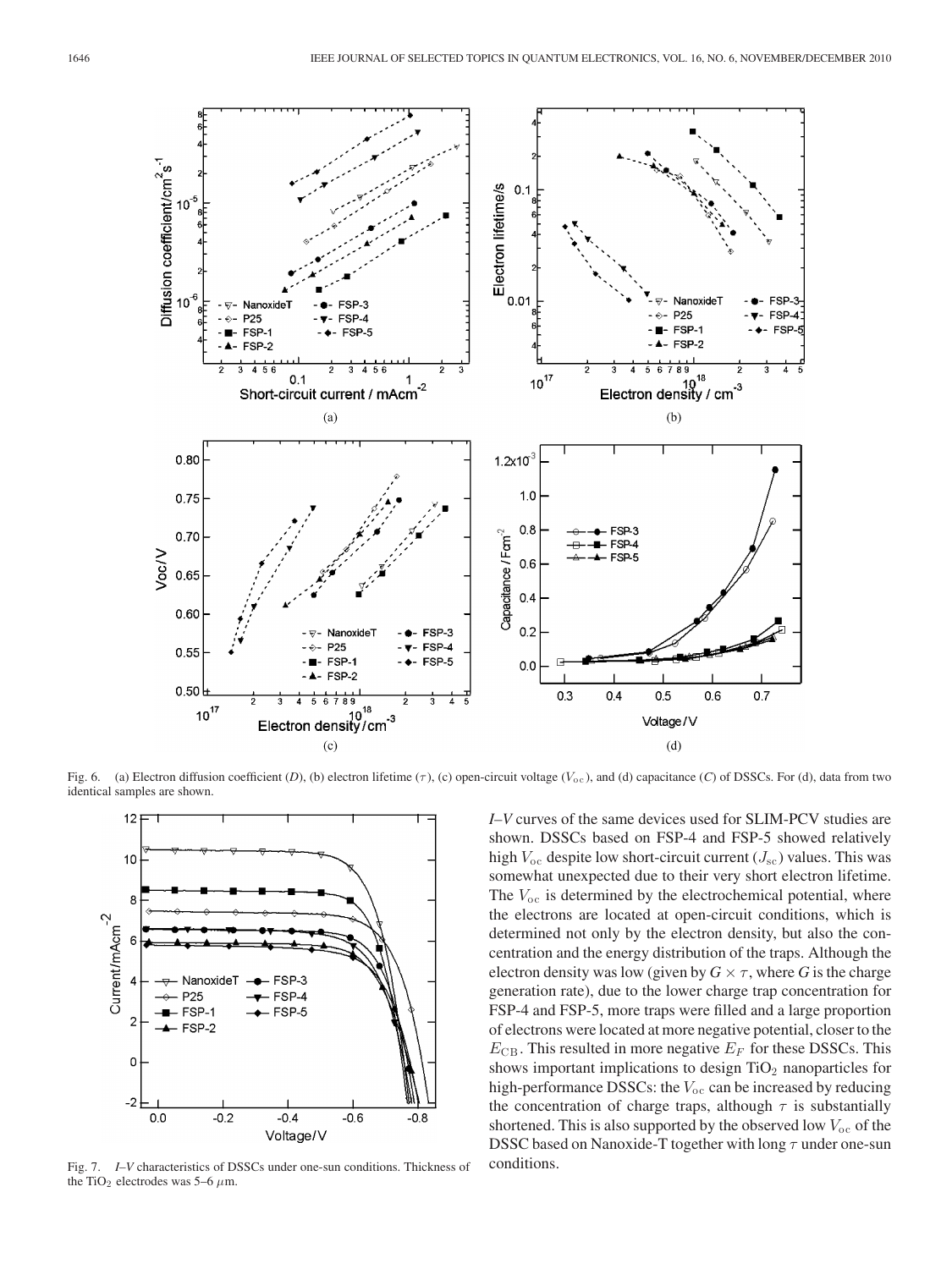Fig. 6. (a) Electron diffusion coefficient ($D$), (b) electron lifetime ($\tau$), (c) open-circuit voltage ($V_{\mathrm{oc}}$), and (d) capacitance ($C$) of DSSCs. For (d), data from two identical samples are shown.

Fig. 7. $I$–$V$ characteristics of DSSCs under one-sun conditions. Thickness of the $TiO_2$ electrodes was 5–6 $\mu$m.

$I$–$V$ curves of the same devices used for SLIM-PCV studies are shown. DSSCs based on FSP-4 and FSP-5 showed relatively high $V_{\mathrm{oc}}$ despite low short-circuit current ($J_{\mathrm{sc}}$) values. This was somewhat unexpected due to their very short electron lifetime. The $V_{\mathrm{oc}}$ is determined by the electrochemical potential, where the electrons are located at open-circuit conditions, which is determined not only by the electron density, but also the concentration and the energy distribution of the traps. Although the electron density was low (given by $G \times \tau$, where $G$ is the charge generation rate), due to the lower charge trap concentration for FSP-4 and FSP-5, more traps were filled and a large proportion of electrons were located at more negative potential, closer to the $E_{\mathrm{CB}}$. This resulted in more negative $E_F$ for these DSSCs. This shows important implications to design $TiO_2$ nanoparticles for high-performance DSSCs: the $V_{\mathrm{oc}}$ can be increased by reducing the concentration of charge traps, although $\tau$ is substantially shortened. This is also supported by the observed low $V_{\mathrm{oc}}$ of the DSSC based on Nanoxide-T together with long $\tau$ under one-sun conditions.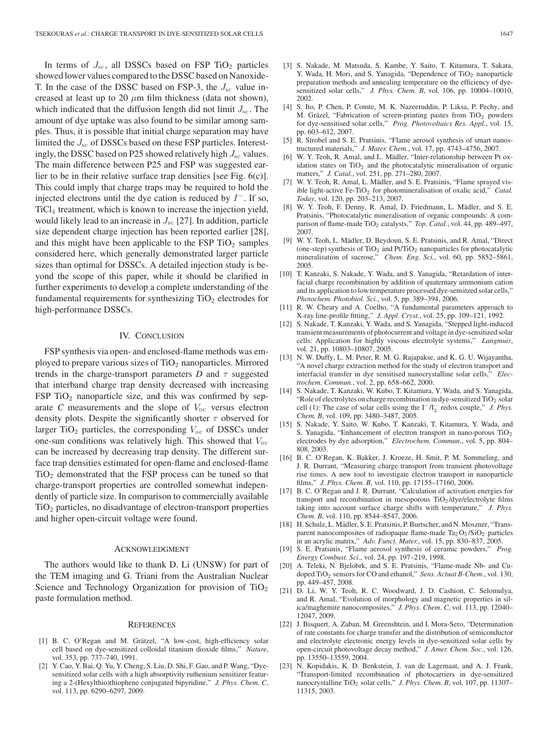In terms of $J_{sc}$, all DSSCs based on FSP $TiO_2$ particles showed lower values compared to the DSSC based on Nanoxide-T. In the case of the DSSC based on FSP-3, the $J_{sc}$ value increased at least up to 20 $\mu$m film thickness (data not shown), which indicated that the diffusion length did not limit $J_{sc}$. The amount of dye uptake was also found to be similar among samples. Thus, it is possible that initial charge separation may have limited the $J_{sc}$ of DSSCs based on these FSP particles. Interestingly, the DSSC based on P25 showed relatively high $J_{sc}$ values. The main difference between P25 and FSP was suggested earlier to be in their relative surface trap densities [see Fig. 6(c)]. This could imply that charge traps may be required to hold the injected electrons until the dye cation is reduced by $I^-$. If so, $TiCl_4$ treatment, which is known to increase the injection yield, would likely lead to an increase in $J_{sc}$ [27]. In addition, particle size dependent charge injection has been reported earlier [28], and this might have been applicable to the FSP $TiO_2$ samples considered here, which generally demonstrated larger particle sizes than optimal for DSSCs. A detailed injection study is beyond the scope of this paper, while it should be clarified in further experiments to develop a complete understanding of the fundamental requirements for synthesizing $TiO_2$ electrodes for high-performance DSSCs.

## IV. Conclusion

FSP synthesis via open- and enclosed-flame methods was employed to prepare various sizes of $TiO_2$ nanoparticles. Mirrored trends in the charge-transport parameters $D$ and $\tau$ suggested that interband charge trap density decreased with increasing FSP $TiO_2$ nanoparticle size, and this was confirmed by separate $C$ measurements and the slope of $V_{oc}$ versus electron density plots. Despite the significantly shorter $\tau$ observed for larger $TiO_2$ particles, the corresponding $V_{oc}$ of DSSCs under one-sun conditions was relatively high. This showed that $V_{oc}$ can be increased by decreasing trap density. The different surface trap densities estimated for open-flame and enclosed-flame $TiO_2$ demonstrated that the FSP process can be tuned so that charge-transport properties are controlled somewhat independently of particle size. In comparison to commercially available $TiO_2$ particles, no disadvantage of electron-transport properties and higher open-circuit voltage were found.

## Acknowledgment

The authors would like to thank D. Li (UNSW) for part of the TEM imaging and G. Triani from the Australian Nuclear Science and Technology Organization for provision of $TiO_2$ paste formulation method.

## References

[1] B. C. O'Regan and M. Grätzel, "A low-cost, high-efficiency solar cell based on dye-sensitized colloidal titanium dioxide films," *Nature*, vol. 353, pp. 737–740, 1991.

[2] Y. Cao, Y. Bai, Q. Yu, Y. Cheng, S. Liu, D. Shi, F. Gao, and P. Wang, "Dye-sensitized solar cells with a high absorptivity ruthenium sensitizer featuring a 2-(Hexylthio)thiophene conjugated bipyridine," *J. Phys. Chem. C*, vol. 113, pp. 6290–6297, 2009.

[3] S. Nakade, M. Matsuda, S. Kambe, Y. Saito, T. Kitamura, T. Sakata, Y. Wada, H. Mori, and S. Yanagida, "Dependence of $TiO_2$ nanoparticle preparation methods and annealing temperature on the efficiency of dye-sensitized solar cells," *J. Phys. Chem. B*, vol. 106, pp. 10004–10010, 2002.

[4] S. Ito, P. Chen, P. Comte, M. K. Nazeeruddin, P. Liksa, P. Pechy, and M. Gräzel, "Fabrication of screen-printing pastes from $TiO_2$ powders for dye-sensitised solar cells," *Prog. Photovoltaics Res. Appl.*, vol. 15, pp. 603–612, 2007.

[5] R. Strobel and S. E. Pratsinis, "Flame aerosol synthesis of smart nanostructured materials," *J. Mater. Chem.*, vol. 17, pp. 4743–4756, 2007.

[6] W. Y. Teoh, R. Amal, and L. Mädler, "Inter-relationship between Pt oxidation states on $TiO_2$ and the photocatalytic mineralisation of organic matters," *J. Catal.*, vol. 251, pp. 271–280, 2007.

[7] W. Y. Teoh, R. Amal, L. Mädler, and S. E. Pratsinis, "Flame sprayed visible light-active Fe-$TiO_2$ for photomineralisation of oxalic acid," *Catal. Today*, vol. 120, pp. 203–213, 2007.

[8] W. Y. Teoh, F. Denny, R. Amal, D. Friedmann, L. Mädler, and S. E. Pratsinis, "Photocatalytic mineralisation of organic compounds: A comparison of flame-made $TiO_2$ catalysts," *Top. Catal.*, vol. 44, pp. 489–497, 2007.

[9] W. Y. Teoh, L. Mädler, D. Beydoun, S. E. Pratsinis, and R. Amal, "Direct (one-step) synthesis of $TiO_2$ and Pt/$TiO_2$ nanoparticles for photocatalytic mineralisation of sucrose," *Chem. Eng. Sci.*, vol. 60, pp. 5852–5861, 2005.

[10] T. Kanzaki, S. Nakade, Y. Wada, and S. Yanagida, "Retardation of interfacial charge recombination by addition of quaternary ammonium cation and its application to low temperature processed dye-sensitized solar cells," *Photochem. Photobiol. Sci.*, vol. 5, pp. 389–394, 2006.

[11] R. W. Cheary and A. Coelho, "A fundamental parameters approach to X-ray line-profile fitting," *J. Appl. Cryst.*, vol. 25, pp. 109–121, 1992.

[12] S. Nakade, T. Kanzaki, Y. Wada, and S. Yanagida, "Stepped light-induced transient measurements of photocurrent and voltage in dye-sensitized solar cells: Application for highly viscous electrolyte systems," *Langmuir*, vol. 21, pp. 10803–10807, 2005.

[13] N. W. Duffy, L. M. Peter, R. M. G. Rajapakse, and K. G. U. Wijayantha, "A novel charge extraction method for the study of electron transport and interfacial transfer in dye sensitised nanocrystalline solar cells," *Electrochem. Commun.*, vol. 2, pp. 658–662, 2000.

[14] S. Nakade, T. Kanzaki, W. Kubo, T. Kitamura, Y. Wada, and S. Yanagida, "Role of electrolytes on charge recombination in dye-sensitized $TiO_2$ solar cell (1): The case of solar cells using the $I^-/I_3^-$ redox couple," *J. Phys. Chem. B*, vol. 109, pp. 3480–3487, 2005.

[15] S. Nakade, Y. Saito, W. Kubo, T. Kanzaki, T. Kitamura, Y. Wada, and S. Yanagida, "Enhancement of electron transport in nano-porous $TiO_2$ electrodes by dye adsorption," *Electrochem. Commun.*, vol. 5, pp. 804–808, 2003.

[16] B. C. O'Regan, K. Bakker, J. Kroeze, H. Smit, P. M. Sommeling, and J. R. Durrant, "Measuring charge transport from transient photovoltage rise times. A new tool to investigate electron transport in nanoparticle films," *J. Phys. Chem. B*, vol. 110, pp. 17155–17160, 2006.

[17] B. C. O'Regan and J. R. Durrant, "Calculation of activation energies for transport and recombination in mesoporous $TiO_2$/dye/electrolyte films taking into account surface charge shifts with temperature," *J. Phys. Chem. B*, vol. 110, pp. 8544–8547, 2006.

[18] H. Schulz, L. Mädler, S. E. Pratsinis, P. Burtscher, and N. Moszner, "Transparent nanocomposites of radiopaque flame-made $Ta_2O_5/SiO_2$ particles in an acrylic matrix," *Adv. Funct. Mater.*, vol. 15, pp. 830–837, 2005.

[19] S. E. Pratsinis, "Flame aerosol synthesis of ceramic powders," *Prog. Energy Combust. Sci.*, vol. 24, pp. 197–219, 1998.

[20] A. Teleki, N. Bjelobrk, and S. E. Pratsinis, "Flame-made Nb- and Cu-doped $TiO_2$ sensors for CO and ethanol," *Sens. Actuat B-Chem.*, vol. 130, pp. 449–457, 2008.

[21] D. Li, W. Y. Teoh, R. C. Woodward, J. D. Cashion, C. Selomulya, and R. Amal, "Evolution of morphology and magnetic properties in silica/maghemite nanocomposites," *J. Phys. Chem. C*, vol. 113, pp. 12040–12047, 2009.

[22] J. Bisquert, A. Zaban, M. Greenshtein, and I. Mora-Sero, "Determination of rate constants for charge transfer and the distribution of semiconductor and electrolyte electronic energy levels in dye-sensitized solar cells by open-circuit photovoltage decay method," *J. Amer. Chem. Soc.*, vol. 126, pp. 13550–13559, 2004.

[23] N. Kopidakis, K. D. Benkstein, J. van de Lagemaat, and A. J. Frank, "Transport-limited recombination of photocarriers in dye-sensitized nanocrystalline $TiO_2$ solar cells," *J. Phys. Chem. B*, vol. 107, pp. 11307–11315, 2003.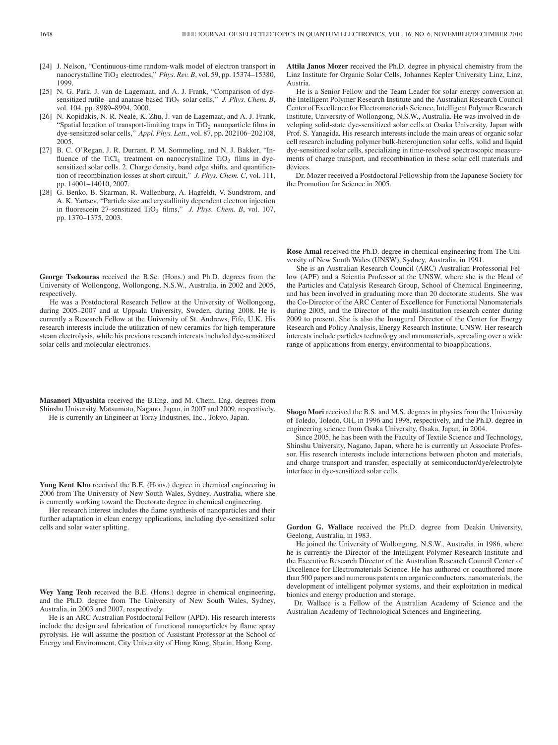[24] J. Nelson, "Continuous-time random-walk model of electron transport in nanocrystalline $TiO_2$ electrodes," *Phys. Rev. B*, vol. 59, pp. 15374–15380, 1999.

[25] N. G. Park, J. van de Lagemaat, and A. J. Frank, "Comparison of dye-sensitized rutile- and anatase-based $TiO_2$ solar cells," *J. Phys. Chem. B*, vol. 104, pp. 8989–8994, 2000.

[26] N. Kopidakis, N. R. Neale, K. Zhu, J. van de Lagemaat, and A. J. Frank, "Spatial location of transport-limiting traps in $TiO_2$ nanoparticle films in dye-sensitized solar cells," *Appl. Phys. Lett.*, vol. 87, pp. 202106–202108, 2005.

[27] B. C. O'Regan, J. R. Durrant, P. M. Sommeling, and N. J. Bakker, "Influence of the $TiCl_4$ treatment on nanocrystalline $TiO_2$ films in dye-sensitized solar cells. 2. Charge density, band edge shifts, and quantification of recombination losses at short circuit," *J. Phys. Chem. C*, vol. 111, pp. 14001–14010, 2007.

[28] G. Benko, B. Skarman, R. Wallenburg, A. Hagfeldt, V. Sundstrom, and A. K. Yartsev, "Particle size and crystallinity dependent electron injection in fluorescein 27-sensitized $TiO_2$ films," *J. Phys. Chem. B*, vol. 107, pp. 1370–1375, 2003.

**George Tsekouras** received the B.Sc. (Hons.) and Ph.D. degrees from the University of Wollongong, Wollongong, N.S.W., Australia, in 2002 and 2005, respectively.

He was a Postdoctoral Research Fellow at the University of Wollongong, during 2005–2007 and at Uppsala University, Sweden, during 2008. He is currently a Research Fellow at the University of St. Andrews, Fife, U.K. His research interests include the utilization of new ceramics for high-temperature steam electrolysis, while his previous research interests included dye-sensitized solar cells and molecular electronics.

**Masanori Miyashita** received the B.Eng. and M. Chem. Eng. degrees from Shinshu University, Matsumoto, Nagano, Japan, in 2007 and 2009, respectively.

He is currently an Engineer at Toray Industries, Inc., Tokyo, Japan.

**Yung Kent Kho** received the B.E. (Hons.) degree in chemical engineering in 2006 from The University of New South Wales, Sydney, Australia, where she is currently working toward the Doctorate degree in chemical engineering.

Her research interest includes the flame synthesis of nanoparticles and their further adaptation in clean energy applications, including dye-sensitized solar cells and solar water splitting.

**Wey Yang Teoh** received the B.E. (Hons.) degree in chemical engineering, and the Ph.D. degree from The University of New South Wales, Sydney, Australia, in 2003 and 2007, respectively.

He is an ARC Australian Postdoctoral Fellow (APD). His research interests include the design and fabrication of functional nanoparticles by flame spray pyrolysis. He will assume the position of Assistant Professor at the School of Energy and Environment, City University of Hong Kong, Shatin, Hong Kong.

**Attila Janos Mozer** received the Ph.D. degree in physical chemistry from the Linz Institute for Organic Solar Cells, Johannes Kepler University Linz, Linz, Austria.

He is a Senior Fellow and the Team Leader for solar energy conversion at the Intelligent Polymer Research Institute and the Australian Research Council Center of Excellence for Electromaterials Science, Intelligent Polymer Research Institute, University of Wollongong, N.S.W., Australia. He was involved in developing solid-state dye-sensitized solar cells at Osaka University, Japan with Prof. S. Yanagida. His research interests include the main areas of organic solar cell research including polymer bulk-heterojunction solar cells, solid and liquid dye-sensitized solar cells, specializing in time-resolved spectroscopic measurements of charge transport, and recombination in these solar cell materials and devices.

Dr. Mozer received a Postdoctoral Fellowship from the Japanese Society for the Promotion for Science in 2005.

**Rose Amal** received the Ph.D. degree in chemical engineering from The University of New South Wales (UNSW), Sydney, Australia, in 1991.

She is an Australian Research Council (ARC) Australian Professorial Fellow (APF) and a Scientia Professor at the UNSW, where she is the Head of the Particles and Catalysis Research Group, School of Chemical Engineering, and has been involved in graduating more than 20 doctorate students. She was the Co-Director of the ARC Center of Excellence for Functional Nanomaterials during 2005, and the Director of the multi-institution research center during 2009 to present. She is also the Inaugural Director of the Center for Energy Research and Policy Analysis, Energy Research Institute, UNSW. Her research interests include particles technology and nanomaterials, spreading over a wide range of applications from energy, environmental to bioapplications.

**Shogo Mori** received the B.S. and M.S. degrees in physics from the University of Toledo, Toledo, OH, in 1996 and 1998, respectively, and the Ph.D. degree in engineering science from Osaka University, Osaka, Japan, in 2004.

Since 2005, he has been with the Faculty of Textile Science and Technology, Shinshu University, Nagano, Japan, where he is currently an Associate Professor. His research interests include interactions between photon and materials, and charge transport and transfer, especially at semiconductor/dye/electrolyte interface in dye-sensitized solar cells.

**Gordon G. Wallace** received the Ph.D. degree from Deakin University, Geelong, Australia, in 1983.

He joined the University of Wollongong, N.S.W., Australia, in 1986, where he is currently the Director of the Intelligent Polymer Research Institute and the Executive Research Director of the Australian Research Council Center of Excellence for Electromaterials Science. He has authored or coauthored more than 500 papers and numerous patents on organic conductors, nanomaterials, the development of intelligent polymer systems, and their exploitation in medical bionics and energy production and storage.

Dr. Wallace is a Fellow of the Australian Academy of Science and the Australian Academy of Technological Sciences and Engineering.